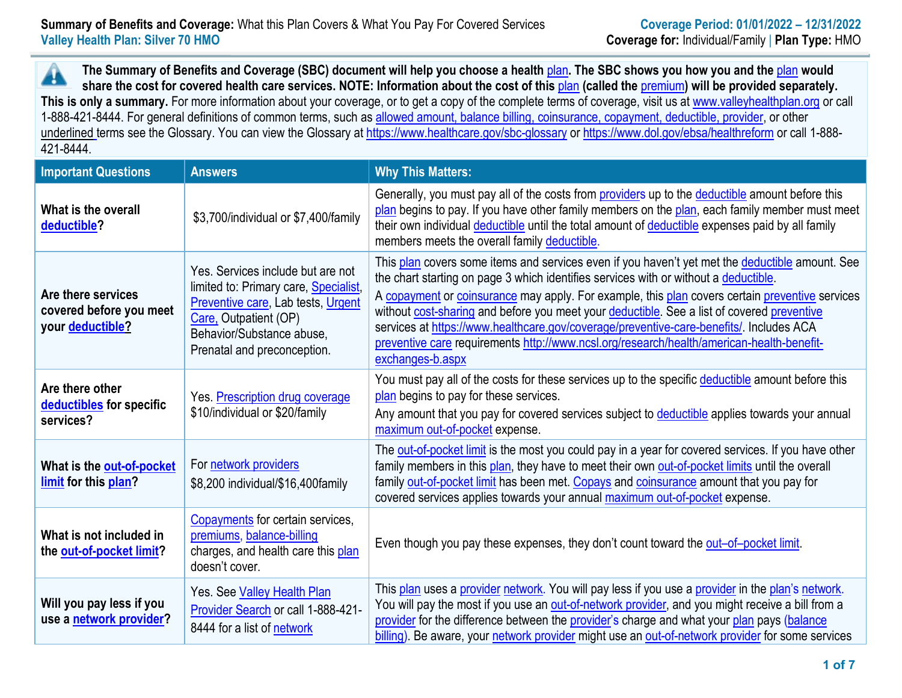**Summary of Benefits and Coverage:** What this Plan Covers & What You Pay For Covered Services
**Valley Health Plan: Silver 70 HMO**

**Coverage Period: 01/01/2022 – 12/31/2022**
**Coverage for:** Individual/Family | **Plan Type:** HMO

**The Summary of Benefits and Coverage (SBC) document will help you choose a health plan. The SBC shows you how you and the plan would share the cost for covered health care services. NOTE: Information about the cost of this plan (called the premium) will be provided separately. This is only a summary.** For more information about your coverage, or to get a copy of the complete terms of coverage, visit us at www.valleyhealthplan.org or call 1-888-421-8444. For general definitions of common terms, such as allowed amount, balance billing, coinsurance, copayment, deductible, provider, or other underlined terms see the Glossary. You can view the Glossary at https://www.healthcare.gov/sbc-glossary or https://www.dol.gov/ebsa/healthreform or call 1-888-421-8444.

| Important Questions | Answers | Why This Matters: |
|---|---|---|
| **What is the overall deductible?** | $3,700/individual or $7,400/family | Generally, you must pay all of the costs from providers up to the deductible amount before this plan begins to pay. If you have other family members on the plan, each family member must meet their own individual deductible until the total amount of deductible expenses paid by all family members meets the overall family deductible. |
| **Are there services covered before you meet your deductible?** | Yes. Services include but are not limited to: Primary care, Specialist, Preventive care, Lab tests, Urgent Care, Outpatient (OP) Behavior/Substance abuse, Prenatal and preconception. | This plan covers some items and services even if you haven't yet met the deductible amount. See the chart starting on page 3 which identifies services with or without a deductible. A copayment or coinsurance may apply. For example, this plan covers certain preventive services without cost-sharing and before you meet your deductible. See a list of covered preventive services at https://www.healthcare.gov/coverage/preventive-care-benefits/. Includes ACA preventive care requirements http://www.ncsl.org/research/health/american-health-benefit-exchanges-b.aspx |
| **Are there other deductibles for specific services?** | Yes. Prescription drug coverage $10/individual or $20/family | You must pay all of the costs for these services up to the specific deductible amount before this plan begins to pay for these services. Any amount that you pay for covered services subject to deductible applies towards your annual maximum out-of-pocket expense. |
| **What is the out-of-pocket limit for this plan?** | For network providers $8,200 individual/$16,400family | The out-of-pocket limit is the most you could pay in a year for covered services. If you have other family members in this plan, they have to meet their own out-of-pocket limits until the overall family out-of-pocket limit has been met. Copays and coinsurance amount that you pay for covered services applies towards your annual maximum out-of-pocket expense. |
| **What is not included in the out-of-pocket limit?** | Copayments for certain services, premiums, balance-billing charges, and health care this plan doesn't cover. | Even though you pay these expenses, they don't count toward the out–of–pocket limit. |
| **Will you pay less if you use a network provider?** | Yes. See Valley Health Plan Provider Search or call 1-888-421-8444 for a list of network | This plan uses a provider network. You will pay less if you use a provider in the plan's network. You will pay the most if you use an out-of-network provider, and you might receive a bill from a provider for the difference between the provider's charge and what your plan pays (balance billing). Be aware, your network provider might use an out-of-network provider for some services |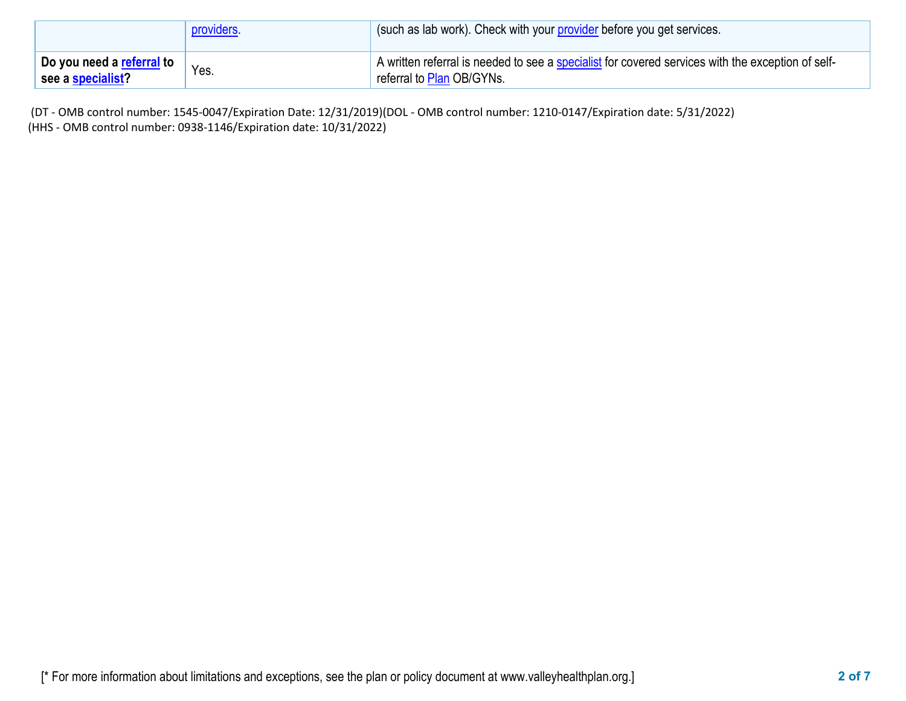| | | |
|---|---|---|
| | providers. | (such as lab work). Check with your provider before you get services. |
| **Do you need a referral to see a specialist?** | Yes. | A written referral is needed to see a specialist for covered services with the exception of self-referral to Plan OB/GYNs. |

(DT - OMB control number: 1545-0047/Expiration Date: 12/31/2019)(DOL - OMB control number: 1210-0147/Expiration date: 5/31/2022)
(HHS - OMB control number: 0938-1146/Expiration date: 10/31/2022)

[* For more information about limitations and exceptions, see the plan or policy document at www.valleyhealthplan.org.]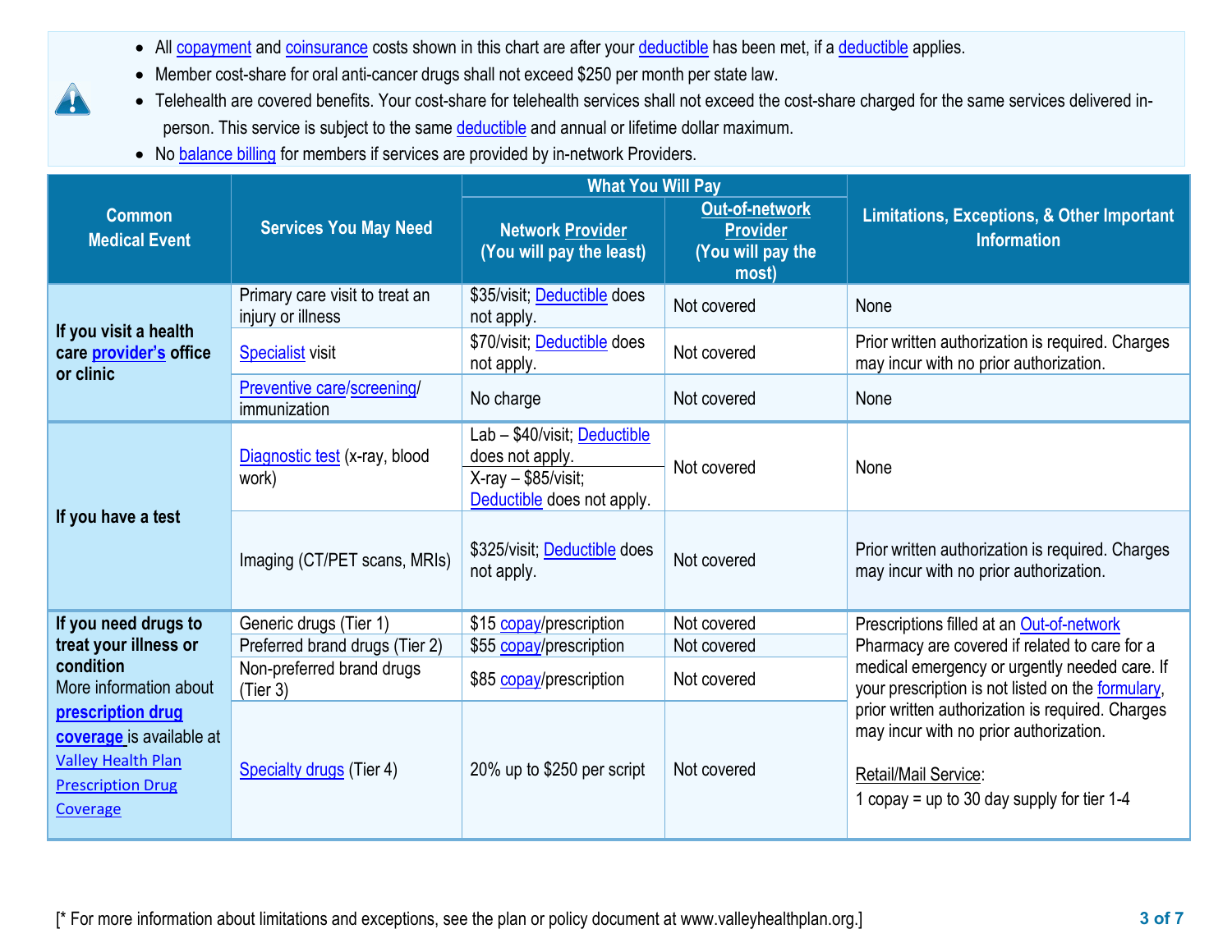- All copayment and coinsurance costs shown in this chart are after your deductible has been met, if a deductible applies.
- Member cost-share for oral anti-cancer drugs shall not exceed $250 per month per state law.
- Telehealth are covered benefits. Your cost-share for telehealth services shall not exceed the cost-share charged for the same services delivered in-person. This service is subject to the same deductible and annual or lifetime dollar maximum.
- No balance billing for members if services are provided by in-network Providers.

| Common Medical Event | Services You May Need | What You Will Pay | | Limitations, Exceptions, & Other Important Information |
|---|---|---|---|---|
| | | Network Provider (You will pay the least) | Out-of-network Provider (You will pay the most) | |
| If you visit a health care provider's office or clinic | Primary care visit to treat an injury or illness | $35/visit; Deductible does not apply. | Not covered | None |
| | Specialist visit | $70/visit; Deductible does not apply. | Not covered | Prior written authorization is required. Charges may incur with no prior authorization. |
| | Preventive care/screening/ immunization | No charge | Not covered | None |
| If you have a test | Diagnostic test (x-ray, blood work) | Lab – $40/visit; Deductible does not apply.<br>X-ray – $85/visit; Deductible does not apply. | Not covered | None |
| | Imaging (CT/PET scans, MRIs) | $325/visit; Deductible does not apply. | Not covered | Prior written authorization is required. Charges may incur with no prior authorization. |
| If you need drugs to treat your illness or condition<br>More information about **prescription drug coverage** is available at Valley Health Plan Prescription Drug Coverage | Generic drugs (Tier 1) | $15 copay/prescription | Not covered | Prescriptions filled at an Out-of-network Pharmacy are covered if related to care for a medical emergency or urgently needed care. If your prescription is not listed on the formulary, prior written authorization is required. Charges may incur with no prior authorization.<br><br>Retail/Mail Service:<br>1 copay = up to 30 day supply for tier 1-4 |
| | Preferred brand drugs (Tier 2) | $55 copay/prescription | Not covered | |
| | Non-preferred brand drugs (Tier 3) | $85 copay/prescription | Not covered | |
| | Specialty drugs (Tier 4) | 20% up to $250 per script | Not covered | |

[* For more information about limitations and exceptions, see the plan or policy document at www.valleyhealthplan.org.]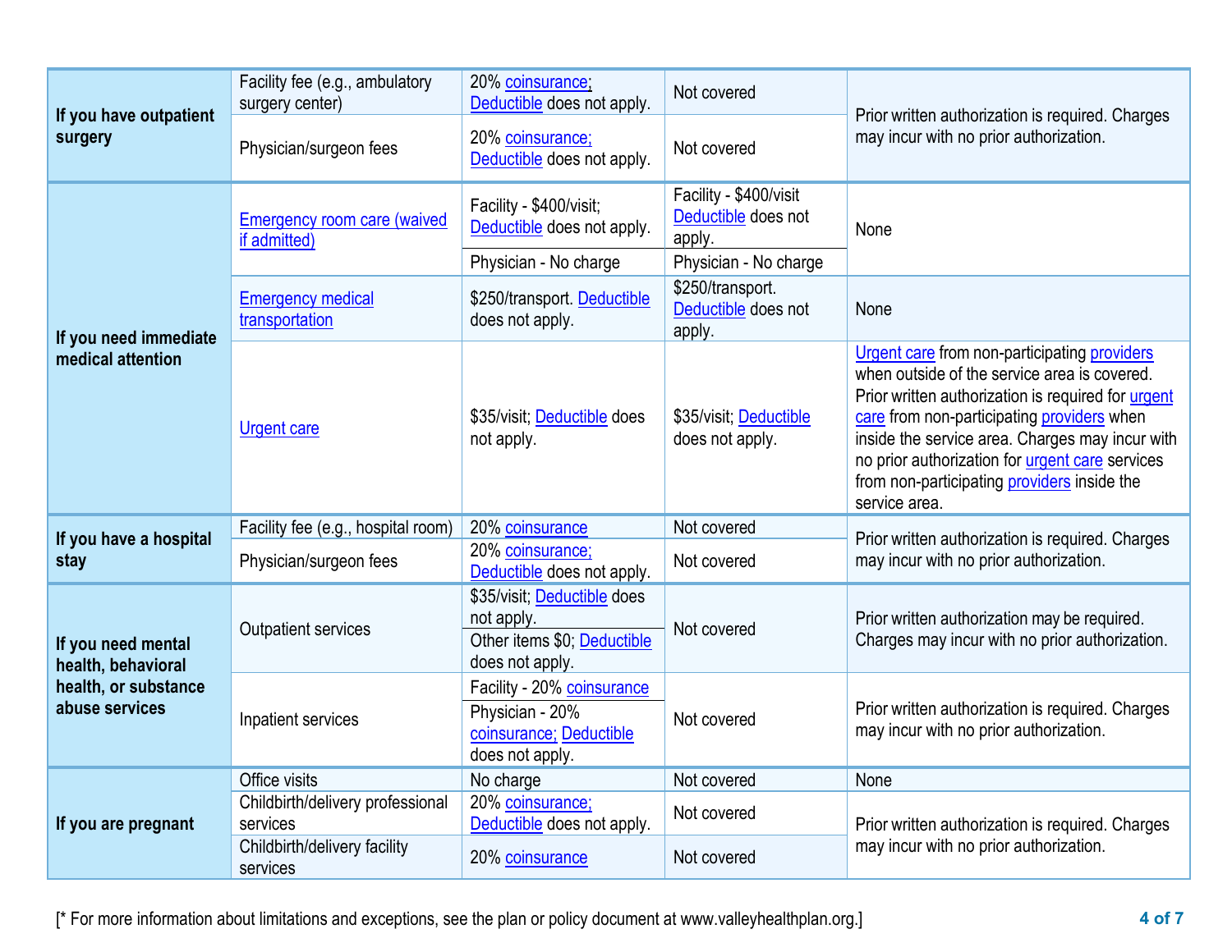| Common Medical Event | Services You May Need | Participating Provider | Non-Participating Provider | Limitations, Exceptions, & Other Important Information |
|---|---|---|---|---|
| If you have outpatient surgery | Facility fee (e.g., ambulatory surgery center) | 20% coinsurance; Deductible does not apply. | Not covered | Prior written authorization is required. Charges may incur with no prior authorization. |
| | Physician/surgeon fees | 20% coinsurance; Deductible does not apply. | Not covered | |
| If you need immediate medical attention | Emergency room care (waived if admitted) | Facility - $400/visit; Deductible does not apply.<br>Physician - No charge | Facility - $400/visit Deductible does not apply.<br>Physician - No charge | None |
| | Emergency medical transportation | $250/transport. Deductible does not apply. | $250/transport. Deductible does not apply. | None |
| | Urgent care | $35/visit; Deductible does not apply. | $35/visit; Deductible does not apply. | Urgent care from non-participating providers when outside of the service area is covered. Prior written authorization is required for urgent care from non-participating providers when inside the service area. Charges may incur with no prior authorization for urgent care services from non-participating providers inside the service area. |
| If you have a hospital stay | Facility fee (e.g., hospital room) | 20% coinsurance | Not covered | Prior written authorization is required. Charges may incur with no prior authorization. |
| | Physician/surgeon fees | 20% coinsurance; Deductible does not apply. | Not covered | |
| If you need mental health, behavioral health, or substance abuse services | Outpatient services | $35/visit; Deductible does not apply.<br>Other items $0; Deductible does not apply. | Not covered | Prior written authorization may be required. Charges may incur with no prior authorization. |
| | Inpatient services | Facility - 20% coinsurance<br>Physician - 20% coinsurance; Deductible does not apply. | Not covered | Prior written authorization is required. Charges may incur with no prior authorization. |
| If you are pregnant | Office visits | No charge | Not covered | None |
| | Childbirth/delivery professional services | 20% coinsurance; Deductible does not apply. | Not covered | Prior written authorization is required. Charges may incur with no prior authorization. |
| | Childbirth/delivery facility services | 20% coinsurance | Not covered | |

[* For more information about limitations and exceptions, see the plan or policy document at www.valleyhealthplan.org.]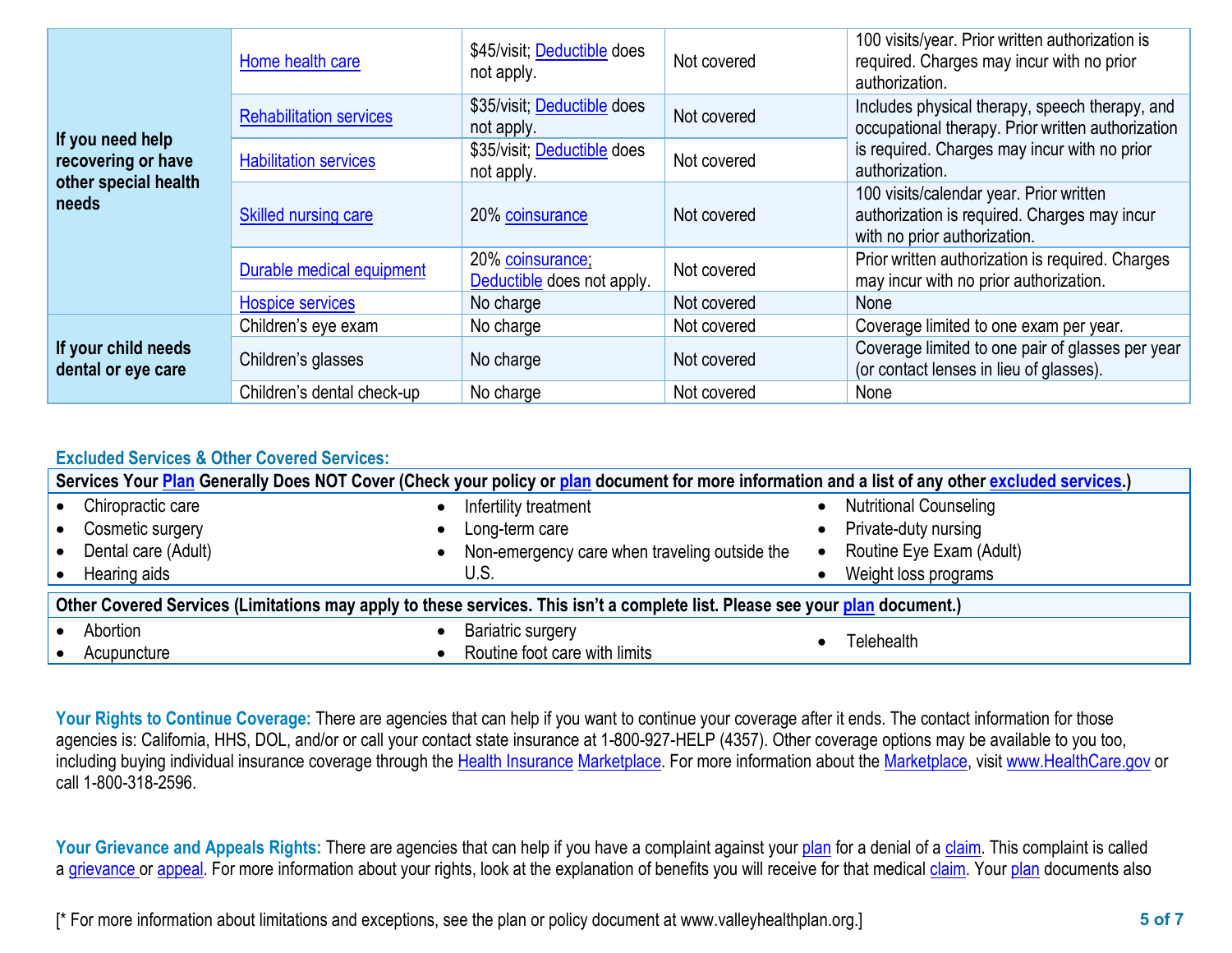| | | | | |
|---|---|---|---|---|
| If you need help recovering or have other special health needs | Home health care | $45/visit; Deductible does not apply. | Not covered | 100 visits/year. Prior written authorization is required. Charges may incur with no prior authorization. |
| | Rehabilitation services | $35/visit; Deductible does not apply. | Not covered | Includes physical therapy, speech therapy, and occupational therapy. Prior written authorization is required. Charges may incur with no prior authorization. |
| | Habilitation services | $35/visit; Deductible does not apply. | Not covered | |
| | Skilled nursing care | 20% coinsurance | Not covered | 100 visits/calendar year. Prior written authorization is required. Charges may incur with no prior authorization. |
| | Durable medical equipment | 20% coinsurance; Deductible does not apply. | Not covered | Prior written authorization is required. Charges may incur with no prior authorization. |
| | Hospice services | No charge | Not covered | None |
| If your child needs dental or eye care | Children's eye exam | No charge | Not covered | Coverage limited to one exam per year. |
| | Children's glasses | No charge | Not covered | Coverage limited to one pair of glasses per year (or contact lenses in lieu of glasses). |
| | Children's dental check-up | No charge | Not covered | None |

## Excluded Services & Other Covered Services:

**Services Your Plan Generally Does NOT Cover (Check your policy or plan document for more information and a list of any other excluded services.)**

- Chiropractic care
- Cosmetic surgery
- Dental care (Adult)
- Hearing aids
- Infertility treatment
- Long-term care
- Non-emergency care when traveling outside the U.S.
- Nutritional Counseling
- Private-duty nursing
- Routine Eye Exam (Adult)
- Weight loss programs

**Other Covered Services (Limitations may apply to these services. This isn't a complete list. Please see your plan document.)**

- Abortion
- Acupuncture
- Bariatric surgery
- Routine foot care with limits
- Telehealth

**Your Rights to Continue Coverage:** There are agencies that can help if you want to continue your coverage after it ends. The contact information for those agencies is: California, HHS, DOL, and/or or call your contact state insurance at 1-800-927-HELP (4357). Other coverage options may be available to you too, including buying individual insurance coverage through the Health Insurance Marketplace. For more information about the Marketplace, visit www.HealthCare.gov or call 1-800-318-2596.

**Your Grievance and Appeals Rights:** There are agencies that can help if you have a complaint against your plan for a denial of a claim. This complaint is called a grievance or appeal. For more information about your rights, look at the explanation of benefits you will receive for that medical claim. Your plan documents also

[* For more information about limitations and exceptions, see the plan or policy document at www.valleyhealthplan.org.]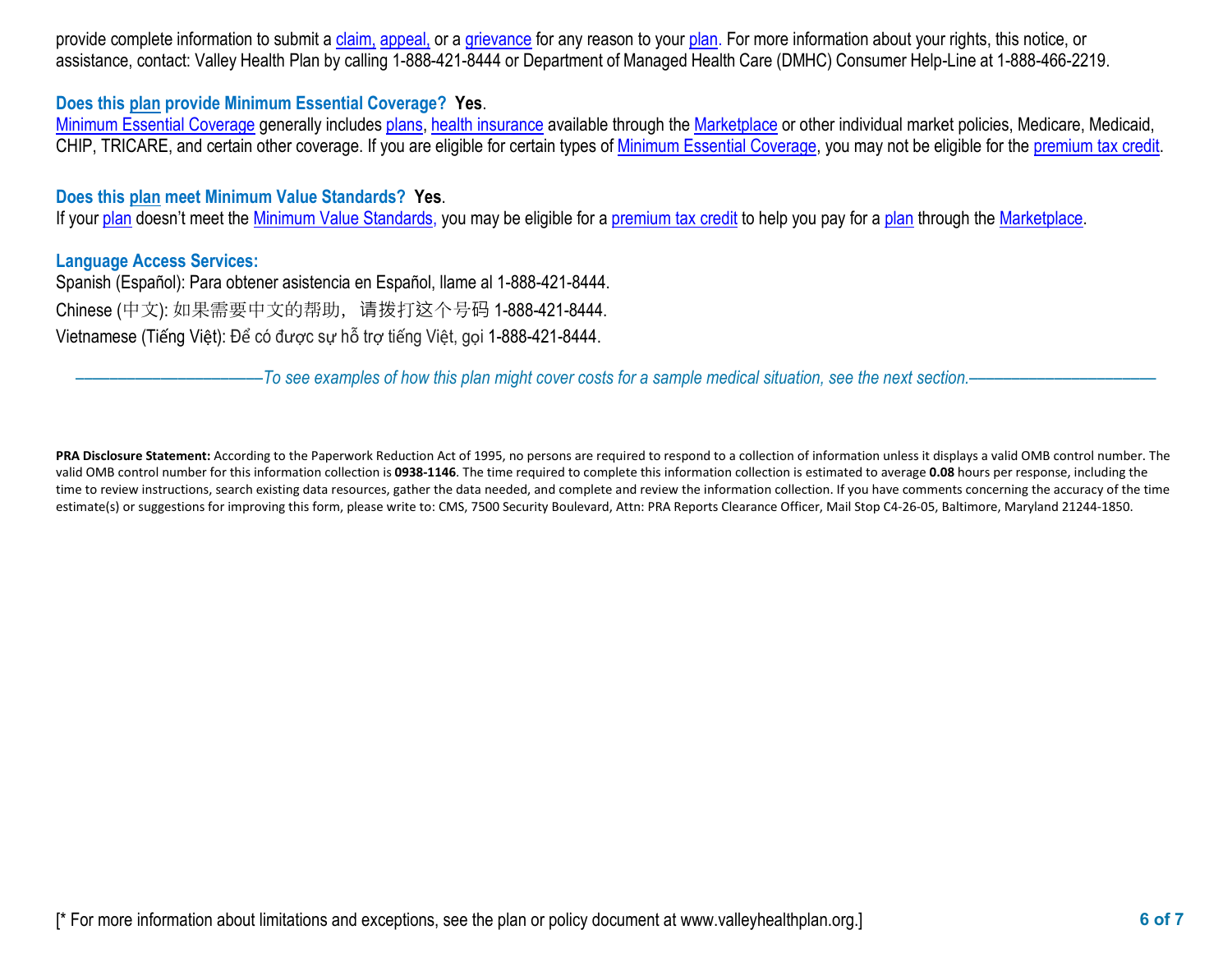provide complete information to submit a claim, appeal, or a grievance for any reason to your plan. For more information about your rights, this notice, or assistance, contact: Valley Health Plan by calling 1-888-421-8444 or Department of Managed Health Care (DMHC) Consumer Help-Line at 1-888-466-2219.

### Does this plan provide Minimum Essential Coverage? **Yes**.

Minimum Essential Coverage generally includes plans, health insurance available through the Marketplace or other individual market policies, Medicare, Medicaid, CHIP, TRICARE, and certain other coverage. If you are eligible for certain types of Minimum Essential Coverage, you may not be eligible for the premium tax credit.

### Does this plan meet Minimum Value Standards? **Yes**.

If your plan doesn't meet the Minimum Value Standards, you may be eligible for a premium tax credit to help you pay for a plan through the Marketplace.

### Language Access Services:

Spanish (Español): Para obtener asistencia en Español, llame al 1-888-421-8444.

Chinese (中文): 如果需要中文的帮助，请拨打这个号码 1-888-421-8444.

Vietnamese (Tiếng Việt): Để có được sự hỗ trợ tiếng Việt, gọi 1-888-421-8444.

*——————————To see examples of how this plan might cover costs for a sample medical situation, see the next section.——————————*

**PRA Disclosure Statement:** According to the Paperwork Reduction Act of 1995, no persons are required to respond to a collection of information unless it displays a valid OMB control number. The valid OMB control number for this information collection is **0938-1146**. The time required to complete this information collection is estimated to average **0.08** hours per response, including the time to review instructions, search existing data resources, gather the data needed, and complete and review the information collection. If you have comments concerning the accuracy of the time estimate(s) or suggestions for improving this form, please write to: CMS, 7500 Security Boulevard, Attn: PRA Reports Clearance Officer, Mail Stop C4-26-05, Baltimore, Maryland 21244-1850.

[* For more information about limitations and exceptions, see the plan or policy document at www.valleyhealthplan.org.]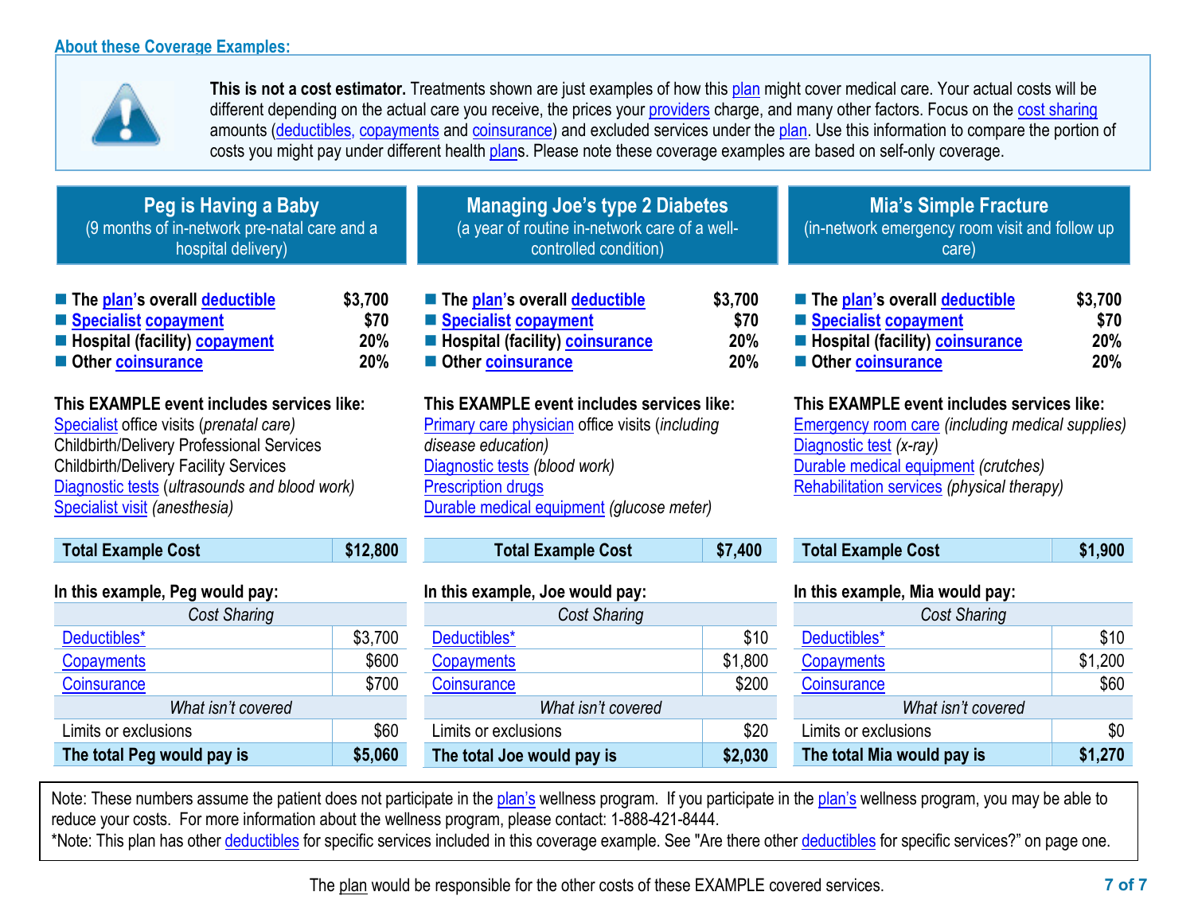## About these Coverage Examples:

**This is not a cost estimator.** Treatments shown are just examples of how this plan might cover medical care. Your actual costs will be different depending on the actual care you receive, the prices your providers charge, and many other factors. Focus on the cost sharing amounts (deductibles, copayments and coinsurance) and excluded services under the plan. Use this information to compare the portion of costs you might pay under different health plans. Please note these coverage examples are based on self-only coverage.

### Peg is Having a Baby
(9 months of in-network pre-natal care and a hospital delivery)

- **The plan's overall deductible** **$3,700**
- **Specialist copayment** **$70**
- **Hospital (facility) copayment** **20%**
- **Other coinsurance** **20%**

**This EXAMPLE event includes services like:**
Specialist office visits (*prenatal care)*
Childbirth/Delivery Professional Services
Childbirth/Delivery Facility Services
Diagnostic tests (*ultrasounds and blood work)*
Specialist visit *(anesthesia)*

| **Total Example Cost** | **$12,800** |
|---|---|

**In this example, Peg would pay:**

| *Cost Sharing* | |
|---|---|
| Deductibles* | $3,700 |
| Copayments | $600 |
| Coinsurance | $700 |
| *What isn't covered* | |
| Limits or exclusions | $60 |
| **The total Peg would pay is** | **$5,060** |

### Managing Joe's type 2 Diabetes
(a year of routine in-network care of a well-controlled condition)

- **The plan's overall deductible** **$3,700**
- **Specialist copayment** **$70**
- **Hospital (facility) coinsurance** **20%**
- **Other coinsurance** **20%**

**This EXAMPLE event includes services like:**
Primary care physician office visits (*including disease education)*
Diagnostic tests *(blood work)*
Prescription drugs
Durable medical equipment *(glucose meter)*

| **Total Example Cost** | **$7,400** |
|---|---|

**In this example, Joe would pay:**

| *Cost Sharing* | |
|---|---|
| Deductibles* | $10 |
| Copayments | $1,800 |
| Coinsurance | $200 |
| *What isn't covered* | |
| Limits or exclusions | $20 |
| **The total Joe would pay is** | **$2,030** |

### Mia's Simple Fracture
(in-network emergency room visit and follow up care)

- **The plan's overall deductible** **$3,700**
- **Specialist copayment** **$70**
- **Hospital (facility) coinsurance** **20%**
- **Other coinsurance** **20%**

**This EXAMPLE event includes services like:**
Emergency room care *(including medical supplies)*
Diagnostic test *(x-ray)*
Durable medical equipment *(crutches)*
Rehabilitation services *(physical therapy)*

| **Total Example Cost** | **$1,900** |
|---|---|

**In this example, Mia would pay:**

| *Cost Sharing* | |
|---|---|
| Deductibles* | $10 |
| Copayments | $1,200 |
| Coinsurance | $60 |
| *What isn't covered* | |
| Limits or exclusions | $0 |
| **The total Mia would pay is** | **$1,270** |

Note: These numbers assume the patient does not participate in the plan's wellness program. If you participate in the plan's wellness program, you may be able to reduce your costs. For more information about the wellness program, please contact: 1-888-421-8444.
*Note: This plan has other deductibles for specific services included in this coverage example. See "Are there other deductibles for specific services?" on page one.

The plan would be responsible for the other costs of these EXAMPLE covered services.